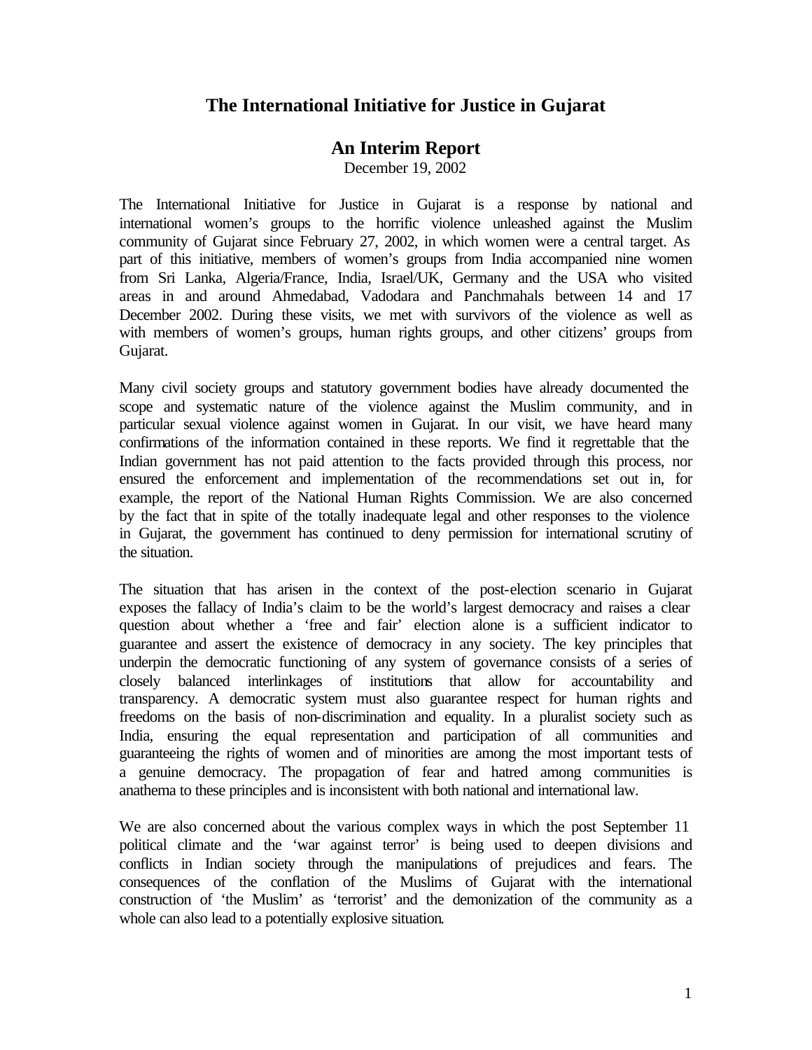# The International Initiative for Justice in Gujarat

## An Interim Report

December 19, 2002

The International Initiative for Justice in Gujarat is a response by national and international women's groups to the horrific violence unleashed against the Muslim community of Gujarat since February 27, 2002, in which women were a central target. As part of this initiative, members of women's groups from India accompanied nine women from Sri Lanka, Algeria/France, India, Israel/UK, Germany and the USA who visited areas in and around Ahmedabad, Vadodara and Panchmahals between 14 and 17 December 2002. During these visits, we met with survivors of the violence as well as with members of women's groups, human rights groups, and other citizens' groups from Gujarat.

Many civil society groups and statutory government bodies have already documented the scope and systematic nature of the violence against the Muslim community, and in particular sexual violence against women in Gujarat. In our visit, we have heard many confirmations of the information contained in these reports. We find it regrettable that the Indian government has not paid attention to the facts provided through this process, nor ensured the enforcement and implementation of the recommendations set out in, for example, the report of the National Human Rights Commission. We are also concerned by the fact that in spite of the totally inadequate legal and other responses to the violence in Gujarat, the government has continued to deny permission for international scrutiny of the situation.

The situation that has arisen in the context of the post-election scenario in Gujarat exposes the fallacy of India's claim to be the world's largest democracy and raises a clear question about whether a 'free and fair' election alone is a sufficient indicator to guarantee and assert the existence of democracy in any society. The key principles that underpin the democratic functioning of any system of governance consists of a series of closely balanced interlinkages of institutions that allow for accountability and transparency. A democratic system must also guarantee respect for human rights and freedoms on the basis of non-discrimination and equality. In a pluralist society such as India, ensuring the equal representation and participation of all communities and guaranteeing the rights of women and of minorities are among the most important tests of a genuine democracy. The propagation of fear and hatred among communities is anathema to these principles and is inconsistent with both national and international law.

We are also concerned about the various complex ways in which the post September 11 political climate and the 'war against terror' is being used to deepen divisions and conflicts in Indian society through the manipulations of prejudices and fears. The consequences of the conflation of the Muslims of Gujarat with the international construction of 'the Muslim' as 'terrorist' and the demonization of the community as a whole can also lead to a potentially explosive situation.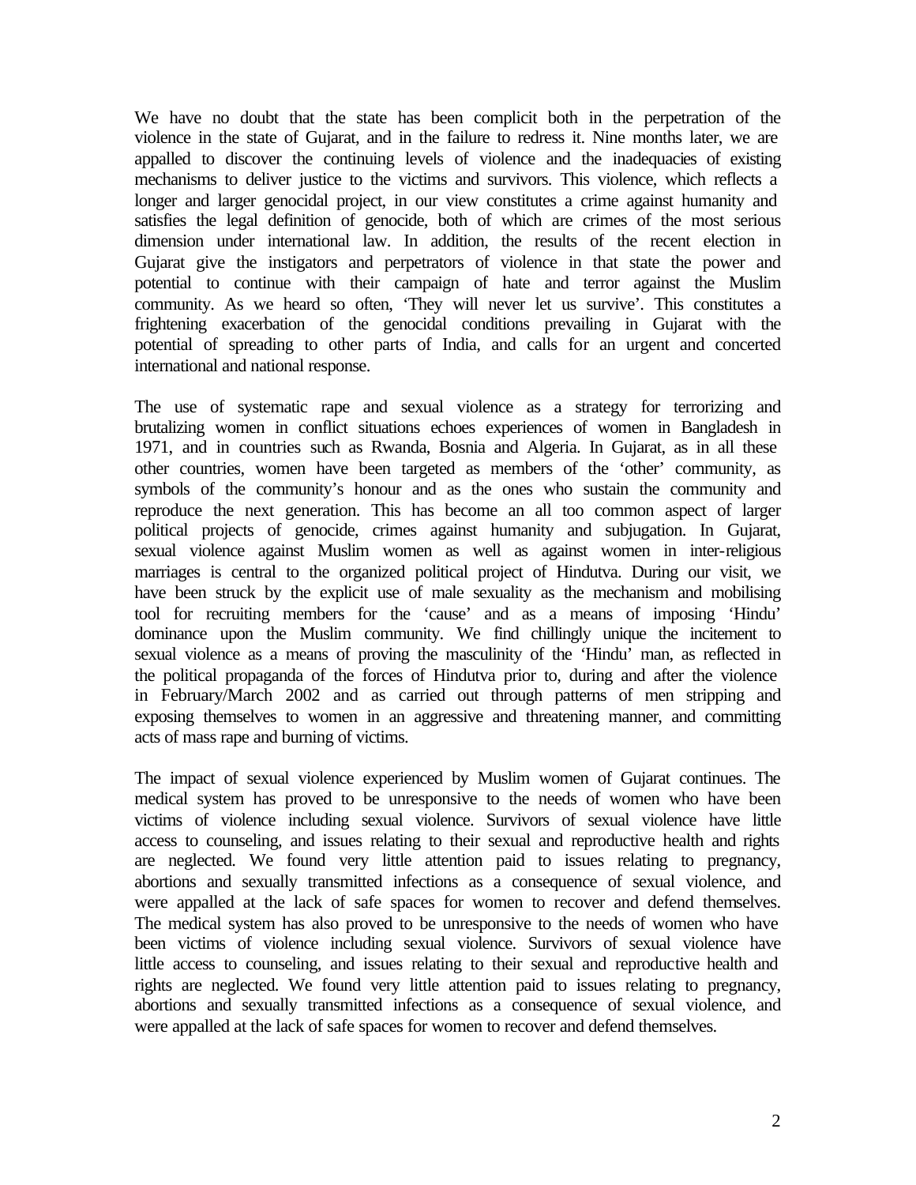We have no doubt that the state has been complicit both in the perpetration of the violence in the state of Gujarat, and in the failure to redress it. Nine months later, we are appalled to discover the continuing levels of violence and the inadequacies of existing mechanisms to deliver justice to the victims and survivors. This violence, which reflects a longer and larger genocidal project, in our view constitutes a crime against humanity and satisfies the legal definition of genocide, both of which are crimes of the most serious dimension under international law. In addition, the results of the recent election in Gujarat give the instigators and perpetrators of violence in that state the power and potential to continue with their campaign of hate and terror against the Muslim community. As we heard so often, 'They will never let us survive'. This constitutes a frightening exacerbation of the genocidal conditions prevailing in Gujarat with the potential of spreading to other parts of India, and calls for an urgent and concerted international and national response.

The use of systematic rape and sexual violence as a strategy for terrorizing and brutalizing women in conflict situations echoes experiences of women in Bangladesh in 1971, and in countries such as Rwanda, Bosnia and Algeria. In Gujarat, as in all these other countries, women have been targeted as members of the 'other' community, as symbols of the community's honour and as the ones who sustain the community and reproduce the next generation. This has become an all too common aspect of larger political projects of genocide, crimes against humanity and subjugation. In Gujarat, sexual violence against Muslim women as well as against women in inter-religious marriages is central to the organized political project of Hindutva. During our visit, we have been struck by the explicit use of male sexuality as the mechanism and mobilising tool for recruiting members for the 'cause' and as a means of imposing 'Hindu' dominance upon the Muslim community. We find chillingly unique the incitement to sexual violence as a means of proving the masculinity of the 'Hindu' man, as reflected in the political propaganda of the forces of Hindutva prior to, during and after the violence in February/March 2002 and as carried out through patterns of men stripping and exposing themselves to women in an aggressive and threatening manner, and committing acts of mass rape and burning of victims.

The impact of sexual violence experienced by Muslim women of Gujarat continues. The medical system has proved to be unresponsive to the needs of women who have been victims of violence including sexual violence. Survivors of sexual violence have little access to counseling, and issues relating to their sexual and reproductive health and rights are neglected. We found very little attention paid to issues relating to pregnancy, abortions and sexually transmitted infections as a consequence of sexual violence, and were appalled at the lack of safe spaces for women to recover and defend themselves. The medical system has also proved to be unresponsive to the needs of women who have been victims of violence including sexual violence. Survivors of sexual violence have little access to counseling, and issues relating to their sexual and reproductive health and rights are neglected. We found very little attention paid to issues relating to pregnancy, abortions and sexually transmitted infections as a consequence of sexual violence, and were appalled at the lack of safe spaces for women to recover and defend themselves.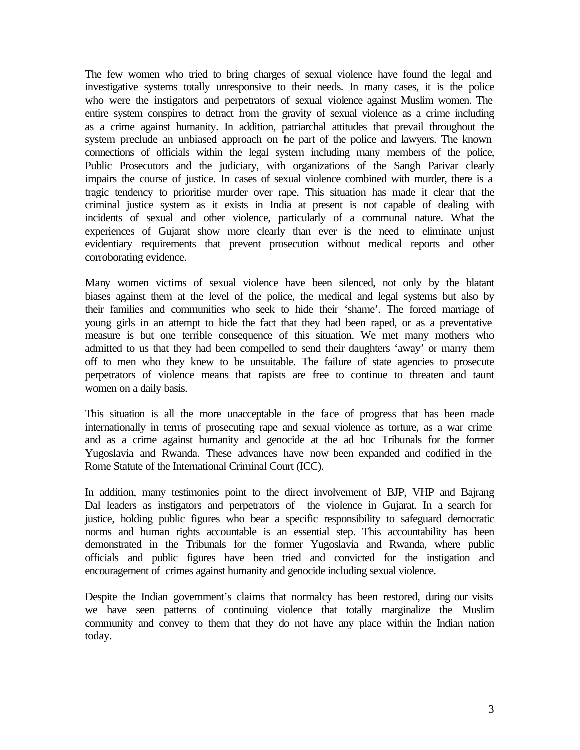The few women who tried to bring charges of sexual violence have found the legal and investigative systems totally unresponsive to their needs. In many cases, it is the police who were the instigators and perpetrators of sexual violence against Muslim women. The entire system conspires to detract from the gravity of sexual violence as a crime including as a crime against humanity. In addition, patriarchal attitudes that prevail throughout the system preclude an unbiased approach on the part of the police and lawyers. The known connections of officials within the legal system including many members of the police, Public Prosecutors and the judiciary, with organizations of the Sangh Parivar clearly impairs the course of justice. In cases of sexual violence combined with murder, there is a tragic tendency to prioritise murder over rape. This situation has made it clear that the criminal justice system as it exists in India at present is not capable of dealing with incidents of sexual and other violence, particularly of a communal nature. What the experiences of Gujarat show more clearly than ever is the need to eliminate unjust evidentiary requirements that prevent prosecution without medical reports and other corroborating evidence.

Many women victims of sexual violence have been silenced, not only by the blatant biases against them at the level of the police, the medical and legal systems but also by their families and communities who seek to hide their 'shame'. The forced marriage of young girls in an attempt to hide the fact that they had been raped, or as a preventative measure is but one terrible consequence of this situation. We met many mothers who admitted to us that they had been compelled to send their daughters 'away' or marry them off to men who they knew to be unsuitable. The failure of state agencies to prosecute perpetrators of violence means that rapists are free to continue to threaten and taunt women on a daily basis.

This situation is all the more unacceptable in the face of progress that has been made internationally in terms of prosecuting rape and sexual violence as torture, as a war crime and as a crime against humanity and genocide at the ad hoc Tribunals for the former Yugoslavia and Rwanda. These advances have now been expanded and codified in the Rome Statute of the International Criminal Court (ICC).

In addition, many testimonies point to the direct involvement of BJP, VHP and Bajrang Dal leaders as instigators and perpetrators of the violence in Gujarat. In a search for justice, holding public figures who bear a specific responsibility to safeguard democratic norms and human rights accountable is an essential step. This accountability has been demonstrated in the Tribunals for the former Yugoslavia and Rwanda, where public officials and public figures have been tried and convicted for the instigation and encouragement of crimes against humanity and genocide including sexual violence.

Despite the Indian government's claims that normalcy has been restored, during our visits we have seen patterns of continuing violence that totally marginalize the Muslim community and convey to them that they do not have any place within the Indian nation today.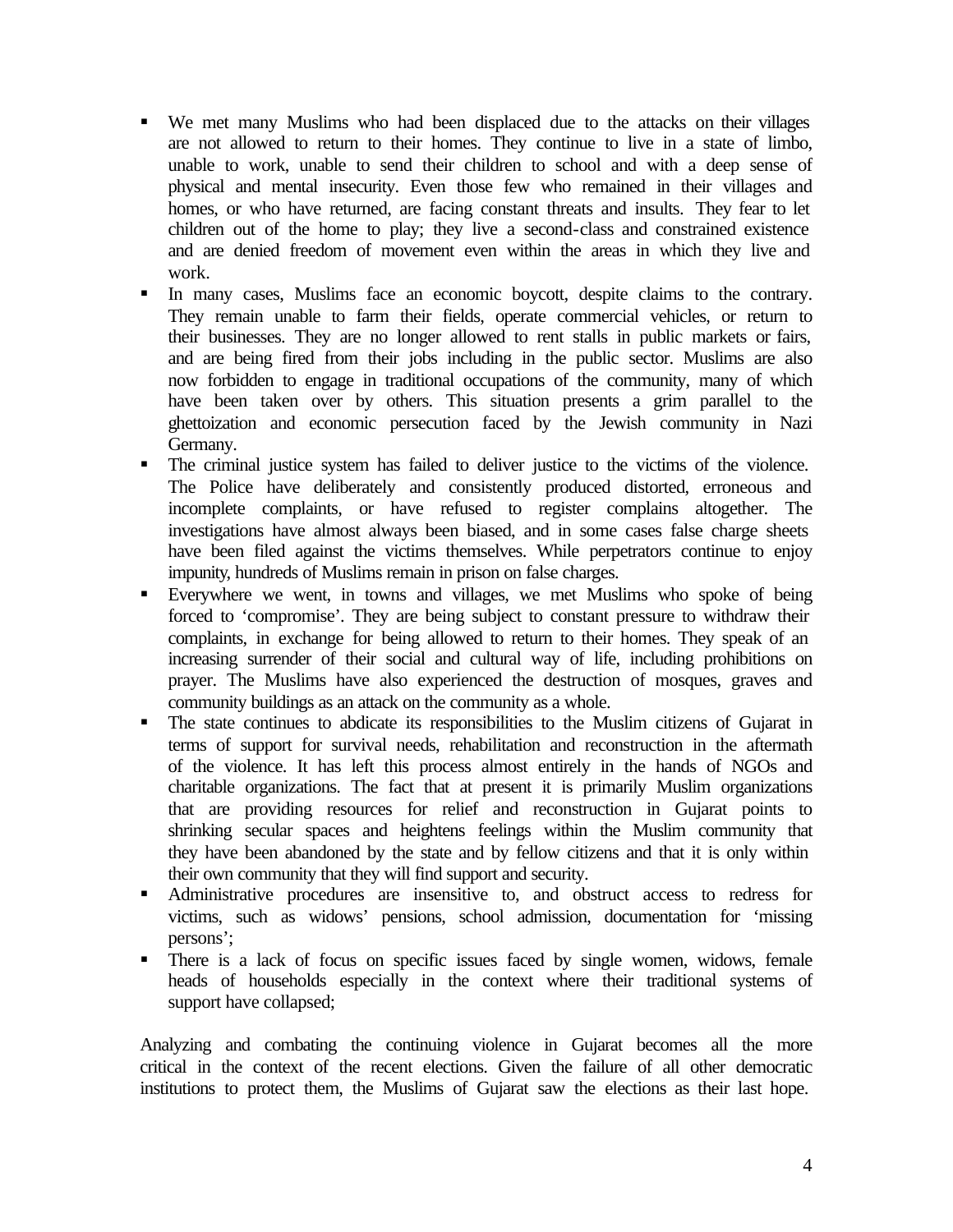- We met many Muslims who had been displaced due to the attacks on their villages are not allowed to return to their homes. They continue to live in a state of limbo, unable to work, unable to send their children to school and with a deep sense of physical and mental insecurity. Even those few who remained in their villages and homes, or who have returned, are facing constant threats and insults. They fear to let children out of the home to play; they live a second-class and constrained existence and are denied freedom of movement even within the areas in which they live and work.
- In many cases, Muslims face an economic boycott, despite claims to the contrary. They remain unable to farm their fields, operate commercial vehicles, or return to their businesses. They are no longer allowed to rent stalls in public markets or fairs, and are being fired from their jobs including in the public sector. Muslims are also now forbidden to engage in traditional occupations of the community, many of which have been taken over by others. This situation presents a grim parallel to the ghettoization and economic persecution faced by the Jewish community in Nazi Germany.
- The criminal justice system has failed to deliver justice to the victims of the violence. The Police have deliberately and consistently produced distorted, erroneous and incomplete complaints, or have refused to register complains altogether. The investigations have almost always been biased, and in some cases false charge sheets have been filed against the victims themselves. While perpetrators continue to enjoy impunity, hundreds of Muslims remain in prison on false charges.
- Everywhere we went, in towns and villages, we met Muslims who spoke of being forced to 'compromise'. They are being subject to constant pressure to withdraw their complaints, in exchange for being allowed to return to their homes. They speak of an increasing surrender of their social and cultural way of life, including prohibitions on prayer. The Muslims have also experienced the destruction of mosques, graves and community buildings as an attack on the community as a whole.
- The state continues to abdicate its responsibilities to the Muslim citizens of Gujarat in terms of support for survival needs, rehabilitation and reconstruction in the aftermath of the violence. It has left this process almost entirely in the hands of NGOs and charitable organizations. The fact that at present it is primarily Muslim organizations that are providing resources for relief and reconstruction in Gujarat points to shrinking secular spaces and heightens feelings within the Muslim community that they have been abandoned by the state and by fellow citizens and that it is only within their own community that they will find support and security.
- Administrative procedures are insensitive to, and obstruct access to redress for victims, such as widows' pensions, school admission, documentation for 'missing persons';
- There is a lack of focus on specific issues faced by single women, widows, female heads of households especially in the context where their traditional systems of support have collapsed;

Analyzing and combating the continuing violence in Gujarat becomes all the more critical in the context of the recent elections. Given the failure of all other democratic institutions to protect them, the Muslims of Gujarat saw the elections as their last hope.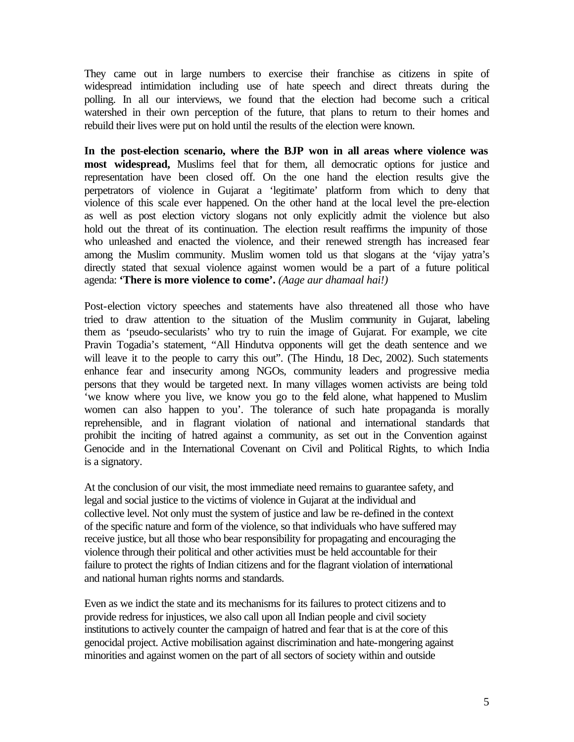They came out in large numbers to exercise their franchise as citizens in spite of widespread intimidation including use of hate speech and direct threats during the polling. In all our interviews, we found that the election had become such a critical watershed in their own perception of the future, that plans to return to their homes and rebuild their lives were put on hold until the results of the election were known.

**In the post-election scenario, where the BJP won in all areas where violence was most widespread,** Muslims feel that for them, all democratic options for justice and representation have been closed off. On the one hand the election results give the perpetrators of violence in Gujarat a 'legitimate' platform from which to deny that violence of this scale ever happened. On the other hand at the local level the pre-election as well as post election victory slogans not only explicitly admit the violence but also hold out the threat of its continuation. The election result reaffirms the impunity of those who unleashed and enacted the violence, and their renewed strength has increased fear among the Muslim community. Muslim women told us that slogans at the 'vijay yatra's directly stated that sexual violence against women would be a part of a future political agenda: **'There is more violence to come'.** *(Aage aur dhamaal hai!)*

Post-election victory speeches and statements have also threatened all those who have tried to draw attention to the situation of the Muslim community in Gujarat, labeling them as 'pseudo-secularists' who try to ruin the image of Gujarat. For example, we cite Pravin Togadia's statement, "All Hindutva opponents will get the death sentence and we will leave it to the people to carry this out". (The Hindu, 18 Dec, 2002). Such statements enhance fear and insecurity among NGOs, community leaders and progressive media persons that they would be targeted next. In many villages women activists are being told 'we know where you live, we know you go to the field alone, what happened to Muslim women can also happen to you'. The tolerance of such hate propaganda is morally reprehensible, and in flagrant violation of national and international standards that prohibit the inciting of hatred against a community, as set out in the Convention against Genocide and in the International Covenant on Civil and Political Rights, to which India is a signatory.

At the conclusion of our visit, the most immediate need remains to guarantee safety, and legal and social justice to the victims of violence in Gujarat at the individual and collective level. Not only must the system of justice and law be re-defined in the context of the specific nature and form of the violence, so that individuals who have suffered may receive justice, but all those who bear responsibility for propagating and encouraging the violence through their political and other activities must be held accountable for their failure to protect the rights of Indian citizens and for the flagrant violation of international and national human rights norms and standards.

Even as we indict the state and its mechanisms for its failures to protect citizens and to provide redress for injustices, we also call upon all Indian people and civil society institutions to actively counter the campaign of hatred and fear that is at the core of this genocidal project. Active mobilisation against discrimination and hate-mongering against minorities and against women on the part of all sectors of society within and outside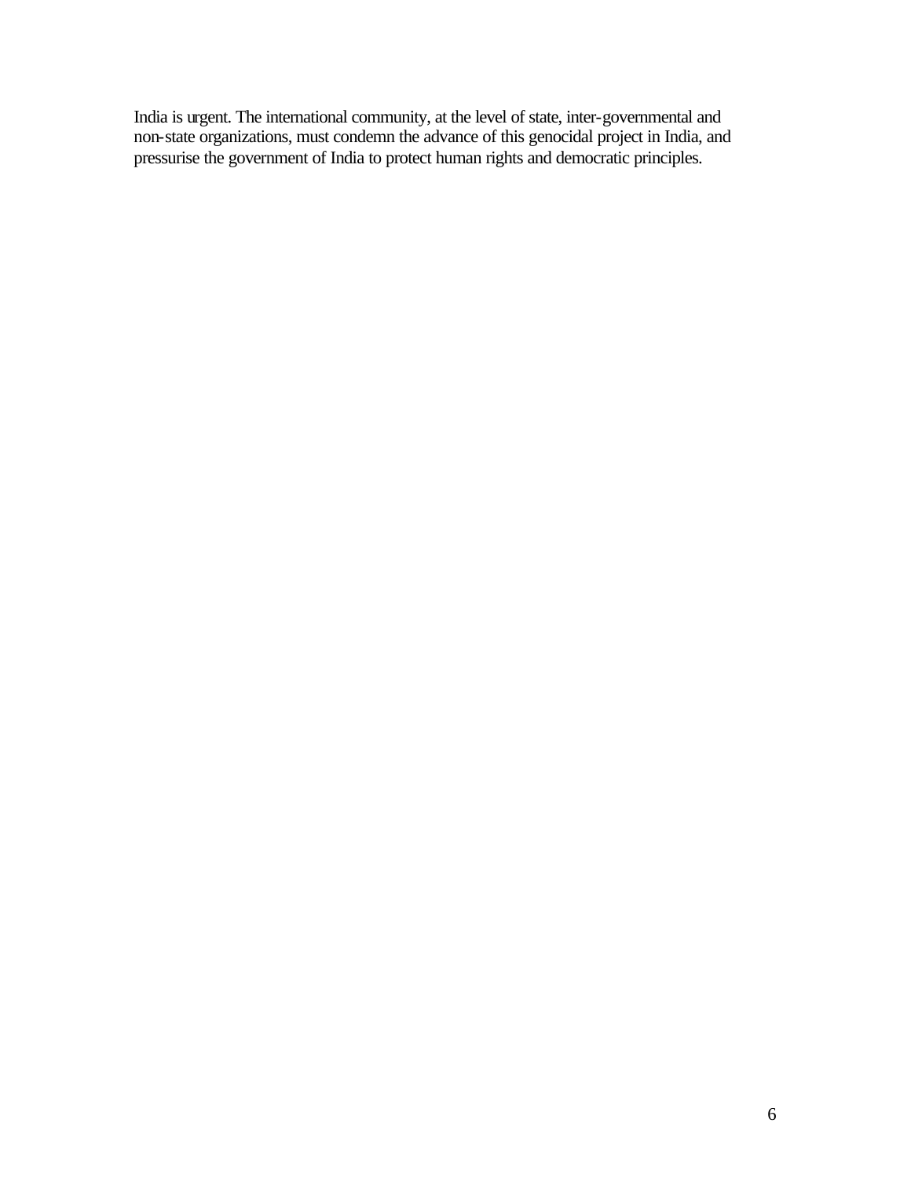India is urgent. The international community, at the level of state, inter-governmental and non-state organizations, must condemn the advance of this genocidal project in India, and pressurise the government of India to protect human rights and democratic principles.